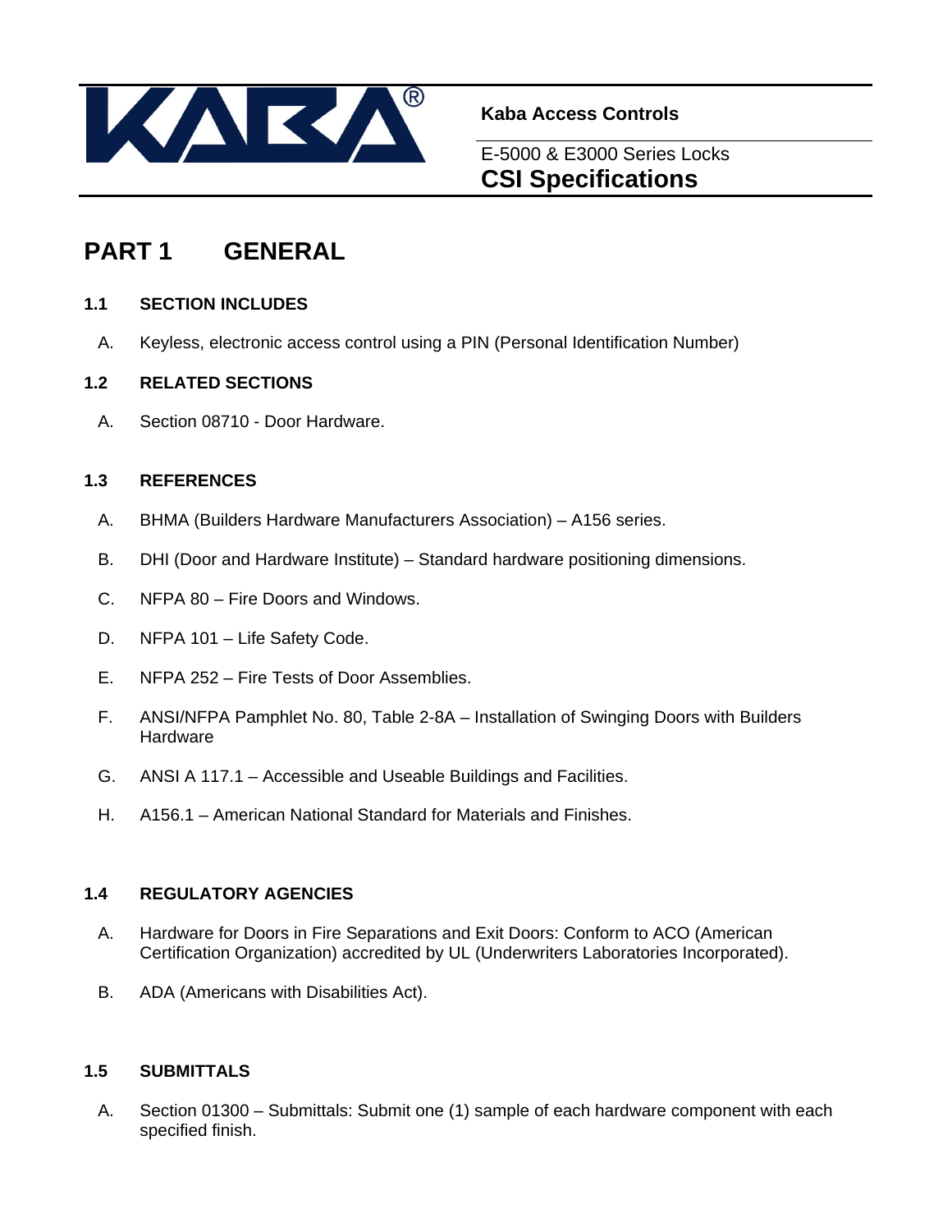**Kaba Access Controls**

E-5000 & E3000 Series Locks

**CSI Specifications**

# PART 1 GENERAL

### 1.1 SECTION INCLUDES

A. Keyless, electronic access control using a PIN (Personal Identification Number)

### 1.2 RELATED SECTIONS

A. Section 08710 - Door Hardware.

### 1.3 REFERENCES

A. BHMA (Builders Hardware Manufacturers Association) – A156 series.

B. DHI (Door and Hardware Institute) – Standard hardware positioning dimensions.

C. NFPA 80 – Fire Doors and Windows.

D. NFPA 101 – Life Safety Code.

E. NFPA 252 – Fire Tests of Door Assemblies.

F. ANSI/NFPA Pamphlet No. 80, Table 2-8A – Installation of Swinging Doors with Builders Hardware

G. ANSI A 117.1 – Accessible and Useable Buildings and Facilities.

H. A156.1 – American National Standard for Materials and Finishes.

### 1.4 REGULATORY AGENCIES

A. Hardware for Doors in Fire Separations and Exit Doors: Conform to ACO (American Certification Organization) accredited by UL (Underwriters Laboratories Incorporated).

B. ADA (Americans with Disabilities Act).

### 1.5 SUBMITTALS

A. Section 01300 – Submittals: Submit one (1) sample of each hardware component with each specified finish.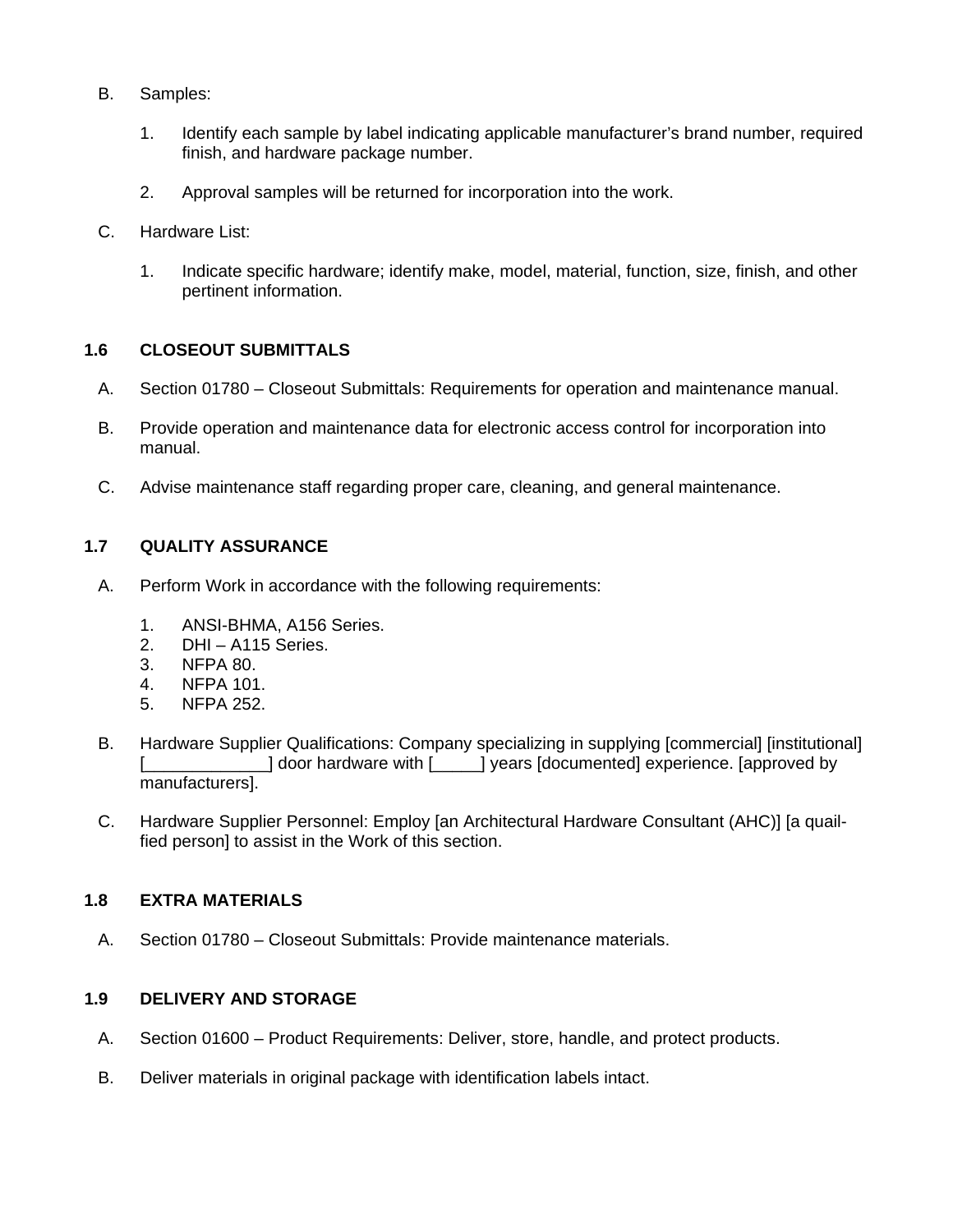B. Samples:

   1. Identify each sample by label indicating applicable manufacturer's brand number, required finish, and hardware package number.

   2. Approval samples will be returned for incorporation into the work.

C. Hardware List:

   1. Indicate specific hardware; identify make, model, material, function, size, finish, and other pertinent information.

### 1.6 CLOSEOUT SUBMITTALS

A. Section 01780 – Closeout Submittals: Requirements for operation and maintenance manual.

B. Provide operation and maintenance data for electronic access control for incorporation into manual.

C. Advise maintenance staff regarding proper care, cleaning, and general maintenance.

### 1.7 QUALITY ASSURANCE

A. Perform Work in accordance with the following requirements:

   1. ANSI-BHMA, A156 Series.
   2. DHI – A115 Series.
   3. NFPA 80.
   4. NFPA 101.
   5. NFPA 252.

B. Hardware Supplier Qualifications: Company specializing in supplying [commercial] [institutional] [_____________] door hardware with [_____] years [documented] experience. [approved by manufacturers].

C. Hardware Supplier Personnel: Employ [an Architectural Hardware Consultant (AHC)] [a quail-fied person] to assist in the Work of this section.

### 1.8 EXTRA MATERIALS

A. Section 01780 – Closeout Submittals: Provide maintenance materials.

### 1.9 DELIVERY AND STORAGE

A. Section 01600 – Product Requirements: Deliver, store, handle, and protect products.

B. Deliver materials in original package with identification labels intact.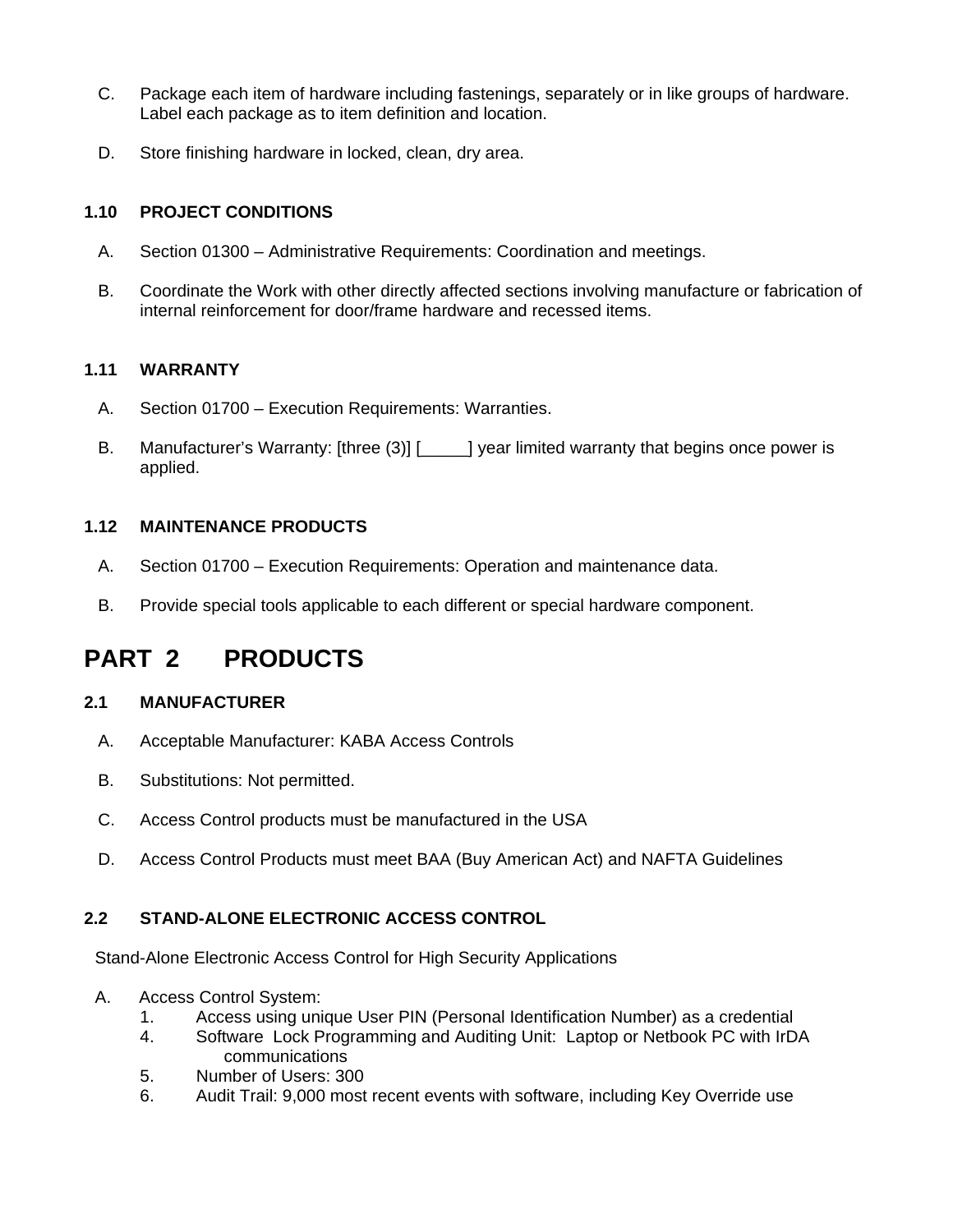C. Package each item of hardware including fastenings, separately or in like groups of hardware. Label each package as to item definition and location.

D. Store finishing hardware in locked, clean, dry area.

### 1.10 PROJECT CONDITIONS

A. Section 01300 – Administrative Requirements: Coordination and meetings.

B. Coordinate the Work with other directly affected sections involving manufacture or fabrication of internal reinforcement for door/frame hardware and recessed items.

### 1.11 WARRANTY

A. Section 01700 – Execution Requirements: Warranties.

B. Manufacturer's Warranty: [three (3)] [_____] year limited warranty that begins once power is applied.

### 1.12 MAINTENANCE PRODUCTS

A. Section 01700 – Execution Requirements: Operation and maintenance data.

B. Provide special tools applicable to each different or special hardware component.

## PART 2 PRODUCTS

### 2.1 MANUFACTURER

A. Acceptable Manufacturer: KABA Access Controls

B. Substitutions: Not permitted.

C. Access Control products must be manufactured in the USA

D. Access Control Products must meet BAA (Buy American Act) and NAFTA Guidelines

### 2.2 STAND-ALONE ELECTRONIC ACCESS CONTROL

Stand-Alone Electronic Access Control for High Security Applications

A. Access Control System:
  1. Access using unique User PIN (Personal Identification Number) as a credential
  4. Software Lock Programming and Auditing Unit: Laptop or Netbook PC with IrDA communications
  5. Number of Users: 300
  6. Audit Trail: 9,000 most recent events with software, including Key Override use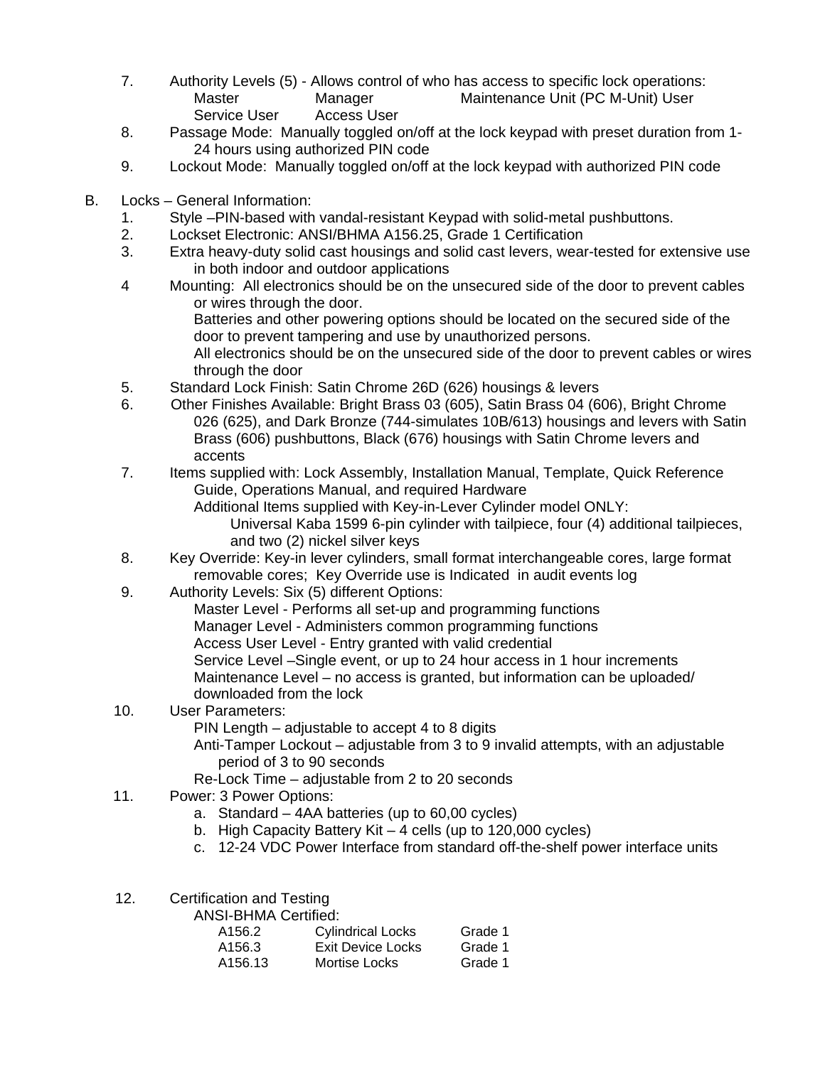7. Authority Levels (5) - Allows control of who has access to specific lock operations:
   Master Manager Maintenance Unit (PC M-Unit) User
   Service User Access User
8. Passage Mode: Manually toggled on/off at the lock keypad with preset duration from 1-24 hours using authorized PIN code
9. Lockout Mode: Manually toggled on/off at the lock keypad with authorized PIN code

B. Locks – General Information:
1. Style –PIN-based with vandal-resistant Keypad with solid-metal pushbuttons.
2. Lockset Electronic: ANSI/BHMA A156.25, Grade 1 Certification
3. Extra heavy-duty solid cast housings and solid cast levers, wear-tested for extensive use in both indoor and outdoor applications
4. Mounting: All electronics should be on the unsecured side of the door to prevent cables or wires through the door.
   Batteries and other powering options should be located on the secured side of the door to prevent tampering and use by unauthorized persons.
   All electronics should be on the unsecured side of the door to prevent cables or wires through the door
5. Standard Lock Finish: Satin Chrome 26D (626) housings & levers
6. Other Finishes Available: Bright Brass 03 (605), Satin Brass 04 (606), Bright Chrome 026 (625), and Dark Bronze (744-simulates 10B/613) housings and levers with Satin Brass (606) pushbuttons, Black (676) housings with Satin Chrome levers and accents
7. Items supplied with: Lock Assembly, Installation Manual, Template, Quick Reference Guide, Operations Manual, and required Hardware
   Additional Items supplied with Key-in-Lever Cylinder model ONLY:
   Universal Kaba 1599 6-pin cylinder with tailpiece, four (4) additional tailpieces, and two (2) nickel silver keys
8. Key Override: Key-in lever cylinders, small format interchangeable cores, large format removable cores; Key Override use is Indicated in audit events log
9. Authority Levels: Six (5) different Options:
   Master Level - Performs all set-up and programming functions
   Manager Level - Administers common programming functions
   Access User Level - Entry granted with valid credential
   Service Level –Single event, or up to 24 hour access in 1 hour increments
   Maintenance Level – no access is granted, but information can be uploaded/ downloaded from the lock
10. User Parameters:
    PIN Length – adjustable to accept 4 to 8 digits
    Anti-Tamper Lockout – adjustable from 3 to 9 invalid attempts, with an adjustable period of 3 to 90 seconds
    Re-Lock Time – adjustable from 2 to 20 seconds
11. Power: 3 Power Options:
    a. Standard – 4AA batteries (up to 60,00 cycles)
    b. High Capacity Battery Kit – 4 cells (up to 120,000 cycles)
    c. 12-24 VDC Power Interface from standard off-the-shelf power interface units

12. Certification and Testing
    ANSI-BHMA Certified:

| | | |
|---|---|---|
| A156.2 | Cylindrical Locks | Grade 1 |
| A156.3 | Exit Device Locks | Grade 1 |
| A156.13 | Mortise Locks | Grade 1 |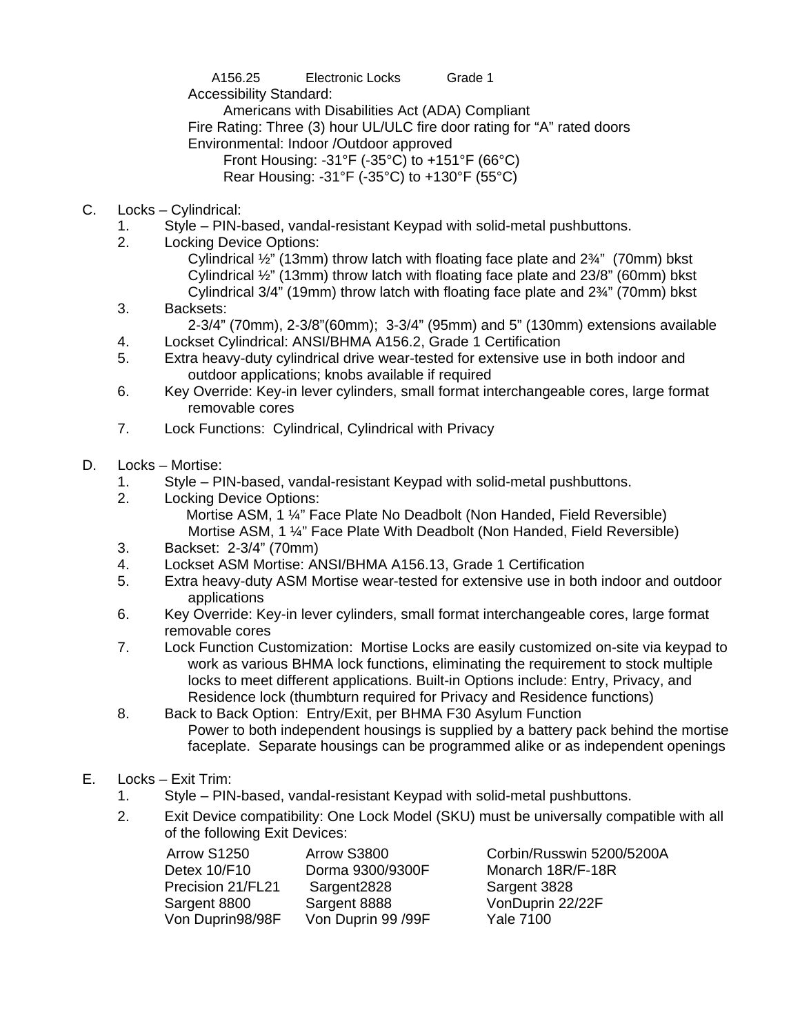A156.25 Electronic Locks Grade 1

Accessibility Standard:

Americans with Disabilities Act (ADA) Compliant

Fire Rating: Three (3) hour UL/ULC fire door rating for “A” rated doors

Environmental: Indoor /Outdoor approved

Front Housing: -31°F (-35°C) to +151°F (66°C)

Rear Housing: -31°F (-35°C) to +130°F (55°C)

C. Locks – Cylindrical:

1. Style – PIN-based, vandal-resistant Keypad with solid-metal pushbuttons.
2. Locking Device Options:
   - Cylindrical ½” (13mm) throw latch with floating face plate and 2¾” (70mm) bkst
   - Cylindrical ½” (13mm) throw latch with floating face plate and 23/8” (60mm) bkst
   - Cylindrical 3/4” (19mm) throw latch with floating face plate and 2¾” (70mm) bkst
3. Backsets:
   2-3/4” (70mm), 2-3/8”(60mm); 3-3/4” (95mm) and 5” (130mm) extensions available
4. Lockset Cylindrical: ANSI/BHMA A156.2, Grade 1 Certification
5. Extra heavy-duty cylindrical drive wear-tested for extensive use in both indoor and outdoor applications; knobs available if required
6. Key Override: Key-in lever cylinders, small format interchangeable cores, large format removable cores
7. Lock Functions: Cylindrical, Cylindrical with Privacy

D. Locks – Mortise:

1. Style – PIN-based, vandal-resistant Keypad with solid-metal pushbuttons.
2. Locking Device Options:
   - Mortise ASM, 1 ¼” Face Plate No Deadbolt (Non Handed, Field Reversible)
   - Mortise ASM, 1 ¼” Face Plate With Deadbolt (Non Handed, Field Reversible)
3. Backset: 2-3/4” (70mm)
4. Lockset ASM Mortise: ANSI/BHMA A156.13, Grade 1 Certification
5. Extra heavy-duty ASM Mortise wear-tested for extensive use in both indoor and outdoor applications
6. Key Override: Key-in lever cylinders, small format interchangeable cores, large format removable cores
7. Lock Function Customization: Mortise Locks are easily customized on-site via keypad to work as various BHMA lock functions, eliminating the requirement to stock multiple locks to meet different applications. Built-in Options include: Entry, Privacy, and Residence lock (thumbturn required for Privacy and Residence functions)
8. Back to Back Option: Entry/Exit, per BHMA F30 Asylum Function
   Power to both independent housings is supplied by a battery pack behind the mortise faceplate. Separate housings can be programmed alike or as independent openings

E. Locks – Exit Trim:

1. Style – PIN-based, vandal-resistant Keypad with solid-metal pushbuttons.
2. Exit Device compatibility: One Lock Model (SKU) must be universally compatible with all of the following Exit Devices:

| | | |
|---|---|---|
| Arrow S1250 | Arrow S3800 | Corbin/Russwin 5200/5200A |
| Detex 10/F10 | Dorma 9300/9300F | Monarch 18R/F-18R |
| Precision 21/FL21 | Sargent2828 | Sargent 3828 |
| Sargent 8800 | Sargent 8888 | VonDuprin 22/22F |
| Von Duprin98/98F | Von Duprin 99 /99F | Yale 7100 |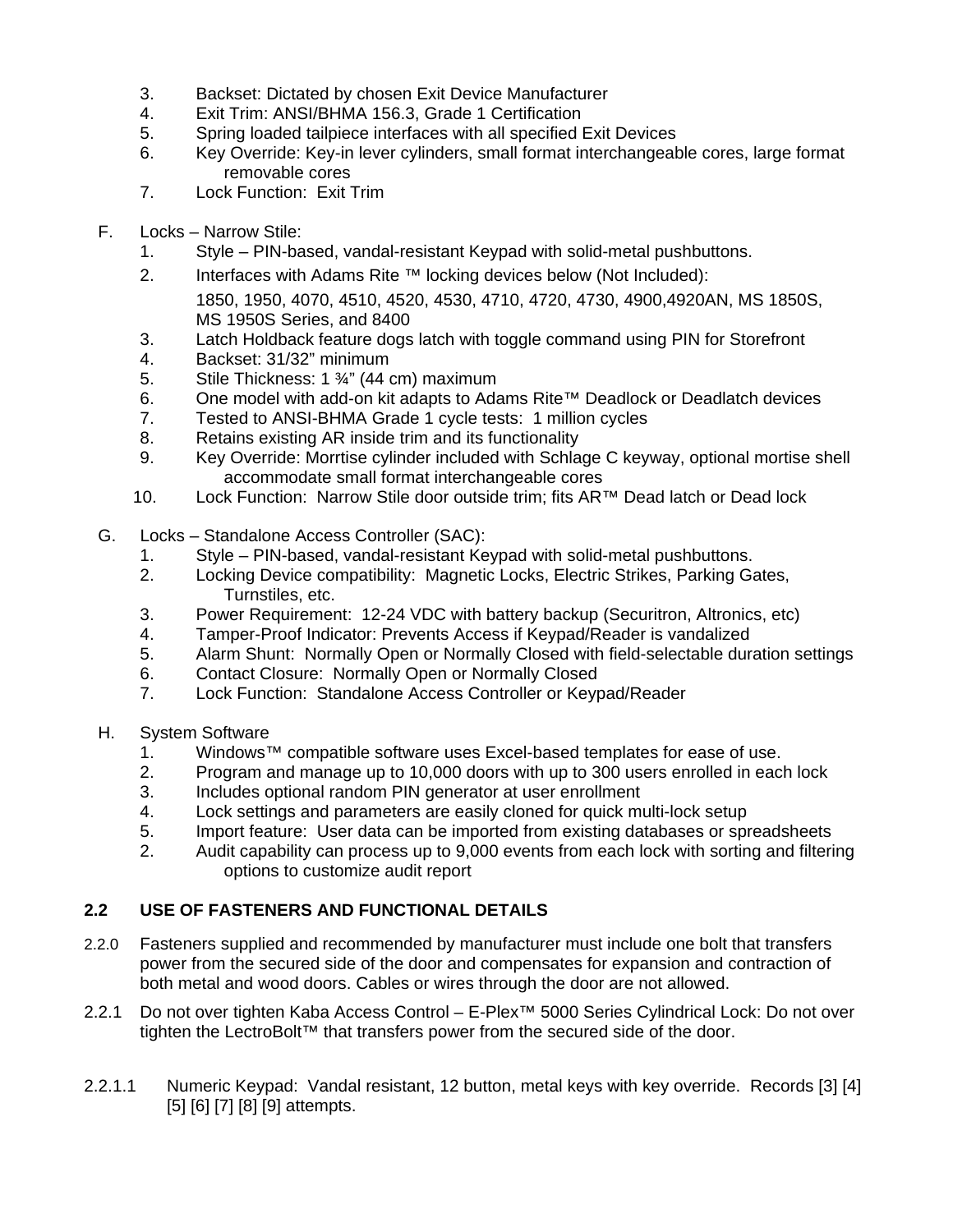3. Backset: Dictated by chosen Exit Device Manufacturer
4. Exit Trim: ANSI/BHMA 156.3, Grade 1 Certification
5. Spring loaded tailpiece interfaces with all specified Exit Devices
6. Key Override: Key-in lever cylinders, small format interchangeable cores, large format removable cores
7. Lock Function: Exit Trim

F. Locks – Narrow Stile:
   1. Style – PIN-based, vandal-resistant Keypad with solid-metal pushbuttons.
   2. Interfaces with Adams Rite ™ locking devices below (Not Included):

      1850, 1950, 4070, 4510, 4520, 4530, 4710, 4720, 4730, 4900,4920AN, MS 1850S, MS 1950S Series, and 8400
   3. Latch Holdback feature dogs latch with toggle command using PIN for Storefront
   4. Backset: 31/32" minimum
   5. Stile Thickness: 1 ¾" (44 cm) maximum
   6. One model with add-on kit adapts to Adams Rite™ Deadlock or Deadlatch devices
   7. Tested to ANSI-BHMA Grade 1 cycle tests: 1 million cycles
   8. Retains existing AR inside trim and its functionality
   9. Key Override: Morrtise cylinder included with Schlage C keyway, optional mortise shell accommodate small format interchangeable cores
   10. Lock Function: Narrow Stile door outside trim; fits AR™ Dead latch or Dead lock

G. Locks – Standalone Access Controller (SAC):
   1. Style – PIN-based, vandal-resistant Keypad with solid-metal pushbuttons.
   2. Locking Device compatibility: Magnetic Locks, Electric Strikes, Parking Gates, Turnstiles, etc.
   3. Power Requirement: 12-24 VDC with battery backup (Securitron, Altronics, etc)
   4. Tamper-Proof Indicator: Prevents Access if Keypad/Reader is vandalized
   5. Alarm Shunt: Normally Open or Normally Closed with field-selectable duration settings
   6. Contact Closure: Normally Open or Normally Closed
   7. Lock Function: Standalone Access Controller or Keypad/Reader

H. System Software
   1. Windows™ compatible software uses Excel-based templates for ease of use.
   2. Program and manage up to 10,000 doors with up to 300 users enrolled in each lock
   3. Includes optional random PIN generator at user enrollment
   4. Lock settings and parameters are easily cloned for quick multi-lock setup
   5. Import feature: User data can be imported from existing databases or spreadsheets
   2. Audit capability can process up to 9,000 events from each lock with sorting and filtering options to customize audit report

## 2.2 USE OF FASTENERS AND FUNCTIONAL DETAILS

2.2.0 Fasteners supplied and recommended by manufacturer must include one bolt that transfers power from the secured side of the door and compensates for expansion and contraction of both metal and wood doors. Cables or wires through the door are not allowed.

2.2.1 Do not over tighten Kaba Access Control – E-Plex™ 5000 Series Cylindrical Lock: Do not over tighten the LectroBolt™ that transfers power from the secured side of the door.

2.2.1.1 Numeric Keypad: Vandal resistant, 12 button, metal keys with key override. Records [3] [4] [5] [6] [7] [8] [9] attempts.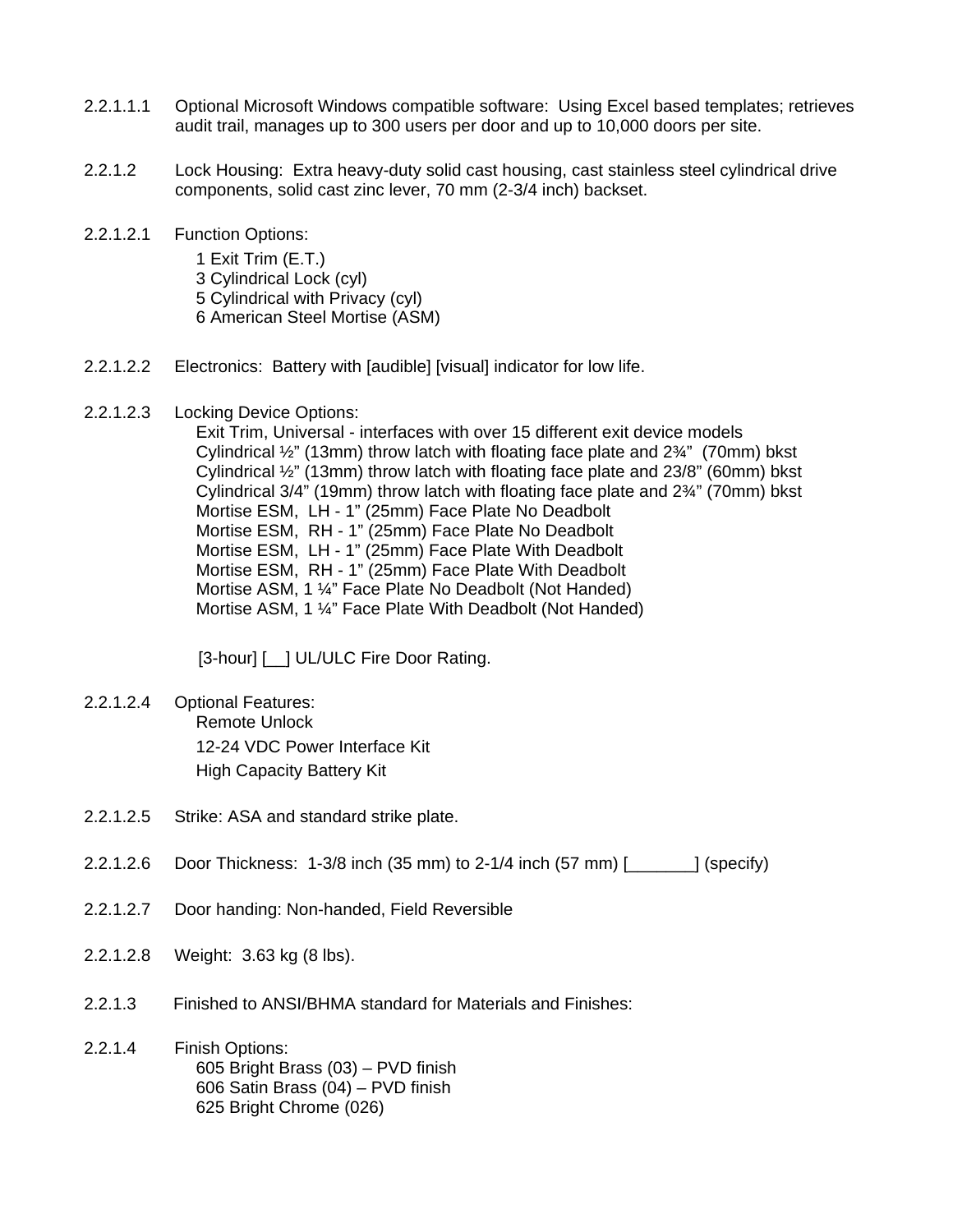2.2.1.1.1 Optional Microsoft Windows compatible software: Using Excel based templates; retrieves audit trail, manages up to 300 users per door and up to 10,000 doors per site.

2.2.1.2 Lock Housing: Extra heavy-duty solid cast housing, cast stainless steel cylindrical drive components, solid cast zinc lever, 70 mm (2-3/4 inch) backset.

2.2.1.2.1 Function Options:

1 Exit Trim (E.T.)
3 Cylindrical Lock (cyl)
5 Cylindrical with Privacy (cyl)
6 American Steel Mortise (ASM)

2.2.1.2.2 Electronics: Battery with [audible] [visual] indicator for low life.

2.2.1.2.3 Locking Device Options:

Exit Trim, Universal - interfaces with over 15 different exit device models
Cylindrical ½" (13mm) throw latch with floating face plate and 2¾" (70mm) bkst
Cylindrical ½" (13mm) throw latch with floating face plate and 23/8" (60mm) bkst
Cylindrical 3/4" (19mm) throw latch with floating face plate and 2¾" (70mm) bkst
Mortise ESM, LH - 1" (25mm) Face Plate No Deadbolt
Mortise ESM, RH - 1" (25mm) Face Plate No Deadbolt
Mortise ESM, LH - 1" (25mm) Face Plate With Deadbolt
Mortise ESM, RH - 1" (25mm) Face Plate With Deadbolt
Mortise ASM, 1 ¼" Face Plate No Deadbolt (Not Handed)
Mortise ASM, 1 ¼" Face Plate With Deadbolt (Not Handed)

[3-hour] [__] UL/ULC Fire Door Rating.

2.2.1.2.4 Optional Features:

Remote Unlock
12-24 VDC Power Interface Kit
High Capacity Battery Kit

2.2.1.2.5 Strike: ASA and standard strike plate.

2.2.1.2.6 Door Thickness: 1-3/8 inch (35 mm) to 2-1/4 inch (57 mm) [_______] (specify)

2.2.1.2.7 Door handing: Non-handed, Field Reversible

2.2.1.2.8 Weight: 3.63 kg (8 lbs).

2.2.1.3 Finished to ANSI/BHMA standard for Materials and Finishes:

2.2.1.4 Finish Options:

605 Bright Brass (03) – PVD finish
606 Satin Brass (04) – PVD finish
625 Bright Chrome (026)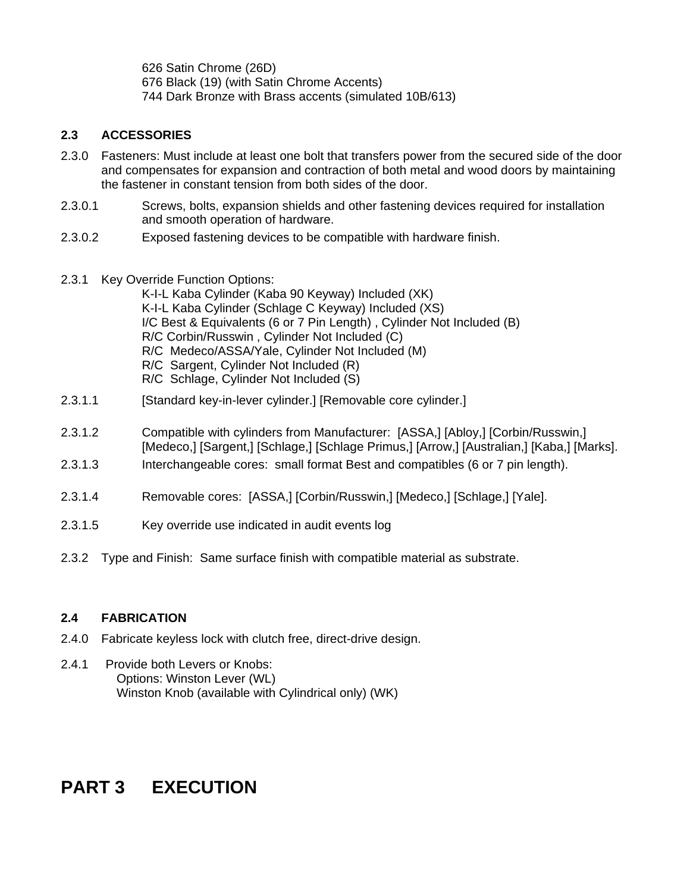626 Satin Chrome (26D)
676 Black (19) (with Satin Chrome Accents)
744 Dark Bronze with Brass accents (simulated 10B/613)

**2.3 ACCESSORIES**

2.3.0 Fasteners: Must include at least one bolt that transfers power from the secured side of the door and compensates for expansion and contraction of both metal and wood doors by maintaining the fastener in constant tension from both sides of the door.

2.3.0.1 Screws, bolts, expansion shields and other fastening devices required for installation and smooth operation of hardware.

2.3.0.2 Exposed fastening devices to be compatible with hardware finish.

2.3.1 Key Override Function Options:
K-I-L Kaba Cylinder (Kaba 90 Keyway) Included (XK)
K-I-L Kaba Cylinder (Schlage C Keyway) Included (XS)
I/C Best & Equivalents (6 or 7 Pin Length) , Cylinder Not Included (B)
R/C Corbin/Russwin , Cylinder Not Included (C)
R/C Medeco/ASSA/Yale, Cylinder Not Included (M)
R/C Sargent, Cylinder Not Included (R)
R/C Schlage, Cylinder Not Included (S)

2.3.1.1 [Standard key-in-lever cylinder.] [Removable core cylinder.]

2.3.1.2 Compatible with cylinders from Manufacturer: [ASSA,] [Abloy,] [Corbin/Russwin,] [Medeco,] [Sargent,] [Schlage,] [Schlage Primus,] [Arrow,] [Australian,] [Kaba,] [Marks].

2.3.1.3 Interchangeable cores: small format Best and compatibles (6 or 7 pin length).

2.3.1.4 Removable cores: [ASSA,] [Corbin/Russwin,] [Medeco,] [Schlage,] [Yale].

2.3.1.5 Key override use indicated in audit events log

2.3.2 Type and Finish: Same surface finish with compatible material as substrate.

**2.4 FABRICATION**

2.4.0 Fabricate keyless lock with clutch free, direct-drive design.

2.4.1 Provide both Levers or Knobs:
Options: Winston Lever (WL)
Winston Knob (available with Cylindrical only) (WK)

# PART 3 EXECUTION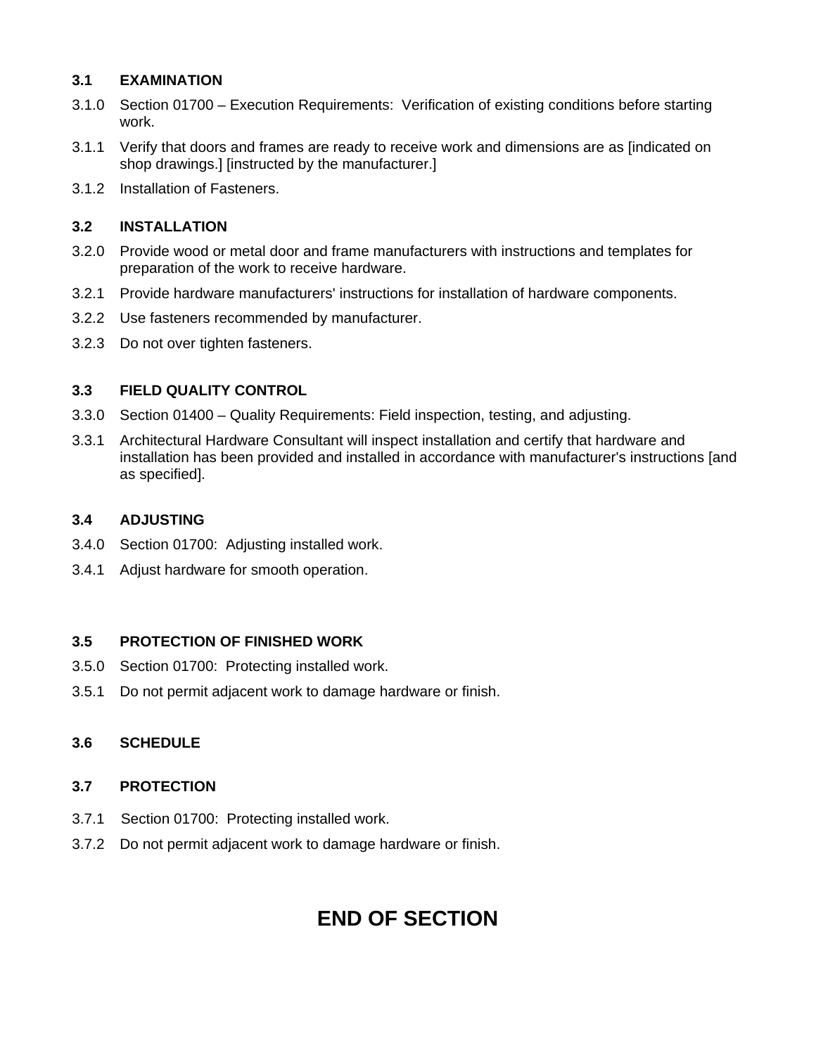### 3.1 EXAMINATION

3.1.0 Section 01700 – Execution Requirements: Verification of existing conditions before starting work.

3.1.1 Verify that doors and frames are ready to receive work and dimensions are as [indicated on shop drawings.] [instructed by the manufacturer.]

3.1.2 Installation of Fasteners.

### 3.2 INSTALLATION

3.2.0 Provide wood or metal door and frame manufacturers with instructions and templates for preparation of the work to receive hardware.

3.2.1 Provide hardware manufacturers' instructions for installation of hardware components.

3.2.2 Use fasteners recommended by manufacturer.

3.2.3 Do not over tighten fasteners.

### 3.3 FIELD QUALITY CONTROL

3.3.0 Section 01400 – Quality Requirements: Field inspection, testing, and adjusting.

3.3.1 Architectural Hardware Consultant will inspect installation and certify that hardware and installation has been provided and installed in accordance with manufacturer's instructions [and as specified].

### 3.4 ADJUSTING

3.4.0 Section 01700: Adjusting installed work.

3.4.1 Adjust hardware for smooth operation.

### 3.5 PROTECTION OF FINISHED WORK

3.5.0 Section 01700: Protecting installed work.

3.5.1 Do not permit adjacent work to damage hardware or finish.

### 3.6 SCHEDULE

### 3.7 PROTECTION

3.7.1 Section 01700: Protecting installed work.

3.7.2 Do not permit adjacent work to damage hardware or finish.

## END OF SECTION